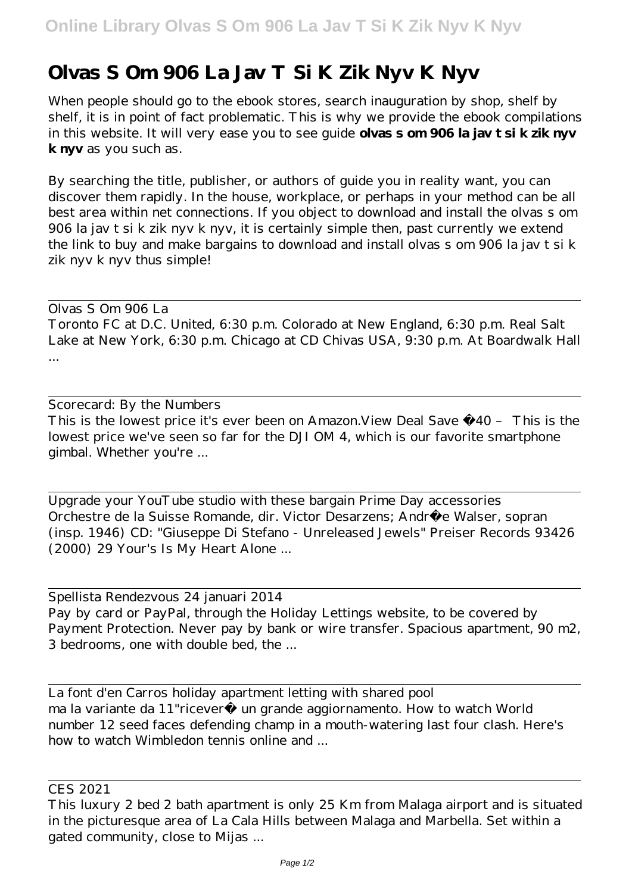# Olvas S Om 906 La Jav T Si K Zik Nyv K Nyv

When people should go to the ebook stores, search inauguration by shop, shelf by shelf, it is in point of fact problematic. This is why we provide the ebook compilations in this website. It will very ease you to see guide **olvas s om 906 la jav t si k zik nyv k nyv** as you such as.

By searching the title, publisher, or authors of guide you in reality want, you can discover them rapidly. In the house, workplace, or perhaps in your method can be all best area within net connections. If you object to download and install the olvas s om 906 la jav t si k zik nyv k nyv, it is certainly simple then, past currently we extend the link to buy and make bargains to download and install olvas s om 906 la jav t si k zik nyv k nyv thus simple!

---

Olvas S Om 906 La

Toronto FC at D.C. United, 6:30 p.m. Colorado at New England, 6:30 p.m. Real Salt Lake at New York, 6:30 p.m. Chicago at CD Chivas USA, 9:30 p.m. At Boardwalk Hall ...

---

Scorecard: By the Numbers

This is the lowest price it's ever been on Amazon.View Deal Save £40 – This is the lowest price we've seen so far for the DJI OM 4, which is our favorite smartphone gimbal. Whether you're ...

---

Upgrade your YouTube studio with these bargain Prime Day accessories

Orchestre de la Suisse Romande, dir. Victor Desarzens; Andrée Walser, sopran (insp. 1946) CD: "Giuseppe Di Stefano - Unreleased Jewels" Preiser Records 93426 (2000) 29 Your's Is My Heart Alone ...

---

Spellista Rendezvous 24 januari 2014

Pay by card or PayPal, through the Holiday Lettings website, to be covered by Payment Protection. Never pay by bank or wire transfer. Spacious apartment, 90 m2, 3 bedrooms, one with double bed, the ...

---

La font d'en Carros holiday apartment letting with shared pool

ma la variante da 11"riceverà un grande aggiornamento. How to watch World number 12 seed faces defending champ in a mouth-watering last four clash. Here's how to watch Wimbledon tennis online and ...

---

CES 2021

This luxury 2 bed 2 bath apartment is only 25 Km from Malaga airport and is situated in the picturesque area of La Cala Hills between Malaga and Marbella. Set within a gated community, close to Mijas ...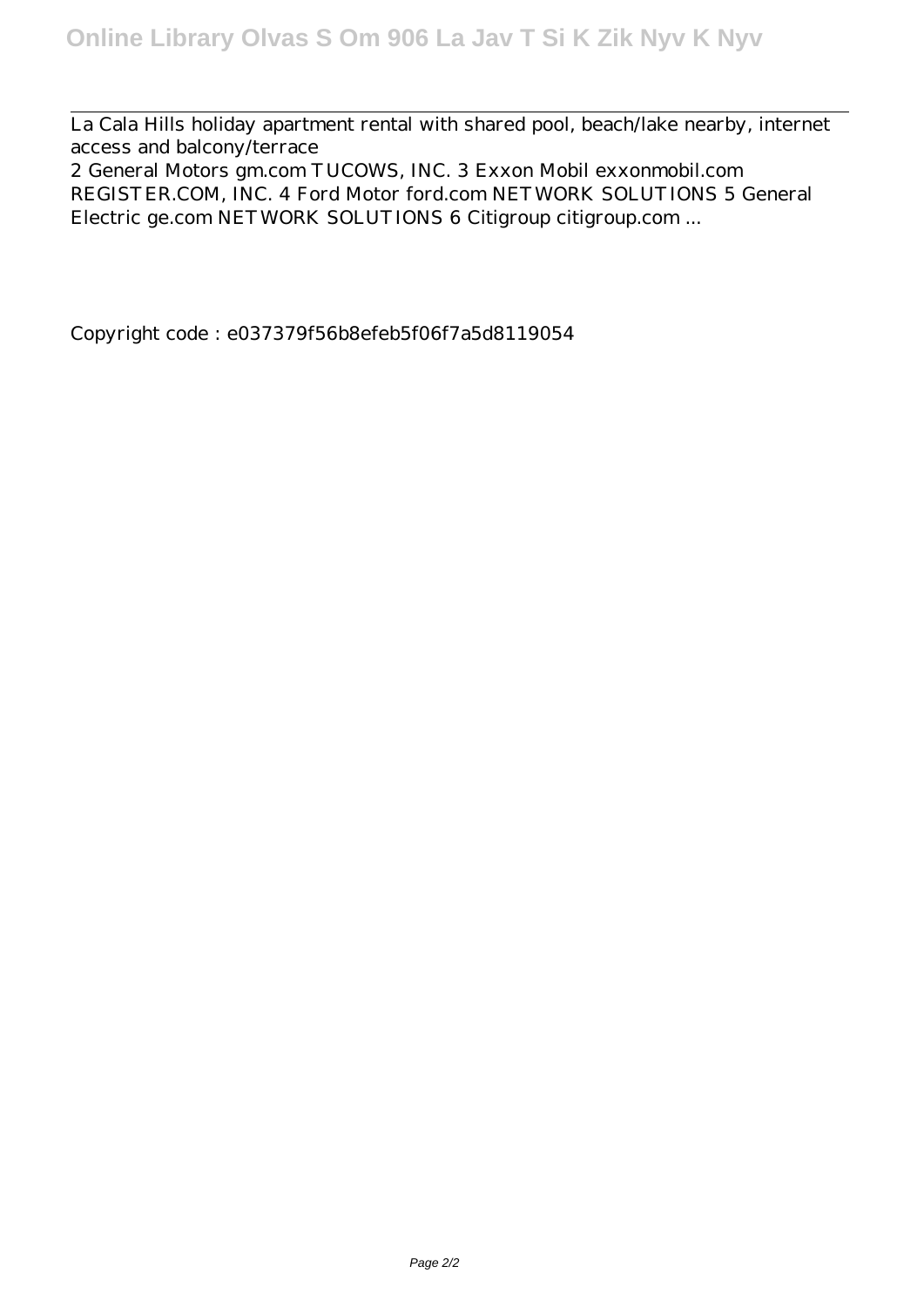La Cala Hills holiday apartment rental with shared pool, beach/lake nearby, internet access and balcony/terrace

2 General Motors gm.com TUCOWS, INC. 3 Exxon Mobil exxonmobil.com REGISTER.COM, INC. 4 Ford Motor ford.com NETWORK SOLUTIONS 5 General Electric ge.com NETWORK SOLUTIONS 6 Citigroup citigroup.com ...

Copyright code : e037379f56b8efeb5f06f7a5d8119054